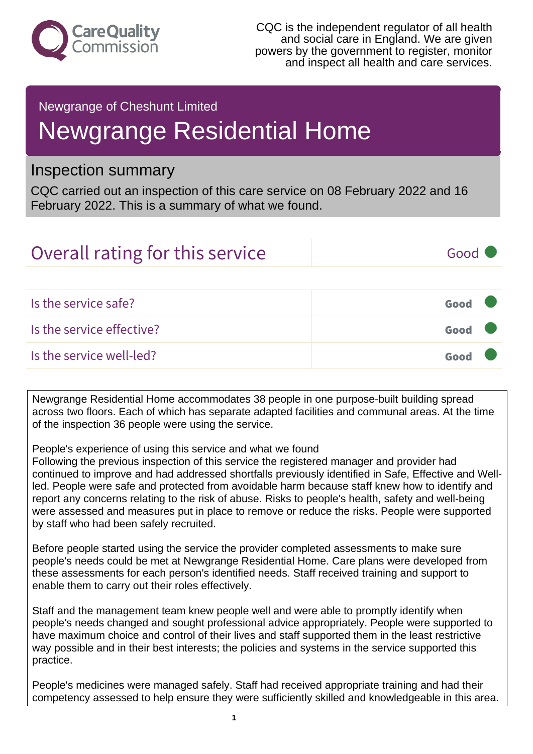CareQuality Commission

CQC is the independent regulator of all health and social care in England. We are given powers by the government to register, monitor and inspect all health and care services.

Newgrange of Cheshunt Limited

# Newgrange Residential Home

## Inspection summary

CQC carried out an inspection of this care service on 08 February 2022 and 16 February 2022. This is a summary of what we found.

| Overall rating for this service | Good |
| --- | --- |
| Is the service safe? | Good |
| Is the service effective? | Good |
| Is the service well-led? | Good |

Newgrange Residential Home accommodates 38 people in one purpose-built building spread across two floors. Each of which has separate adapted facilities and communal areas. At the time of the inspection 36 people were using the service.

People's experience of using this service and what we found
Following the previous inspection of this service the registered manager and provider had continued to improve and had addressed shortfalls previously identified in Safe, Effective and Well-led. People were safe and protected from avoidable harm because staff knew how to identify and report any concerns relating to the risk of abuse. Risks to people's health, safety and well-being were assessed and measures put in place to remove or reduce the risks. People were supported by staff who had been safely recruited.

Before people started using the service the provider completed assessments to make sure people's needs could be met at Newgrange Residential Home. Care plans were developed from these assessments for each person's identified needs. Staff received training and support to enable them to carry out their roles effectively.

Staff and the management team knew people well and were able to promptly identify when people's needs changed and sought professional advice appropriately. People were supported to have maximum choice and control of their lives and staff supported them in the least restrictive way possible and in their best interests; the policies and systems in the service supported this practice.

People's medicines were managed safely. Staff had received appropriate training and had their competency assessed to help ensure they were sufficiently skilled and knowledgeable in this area.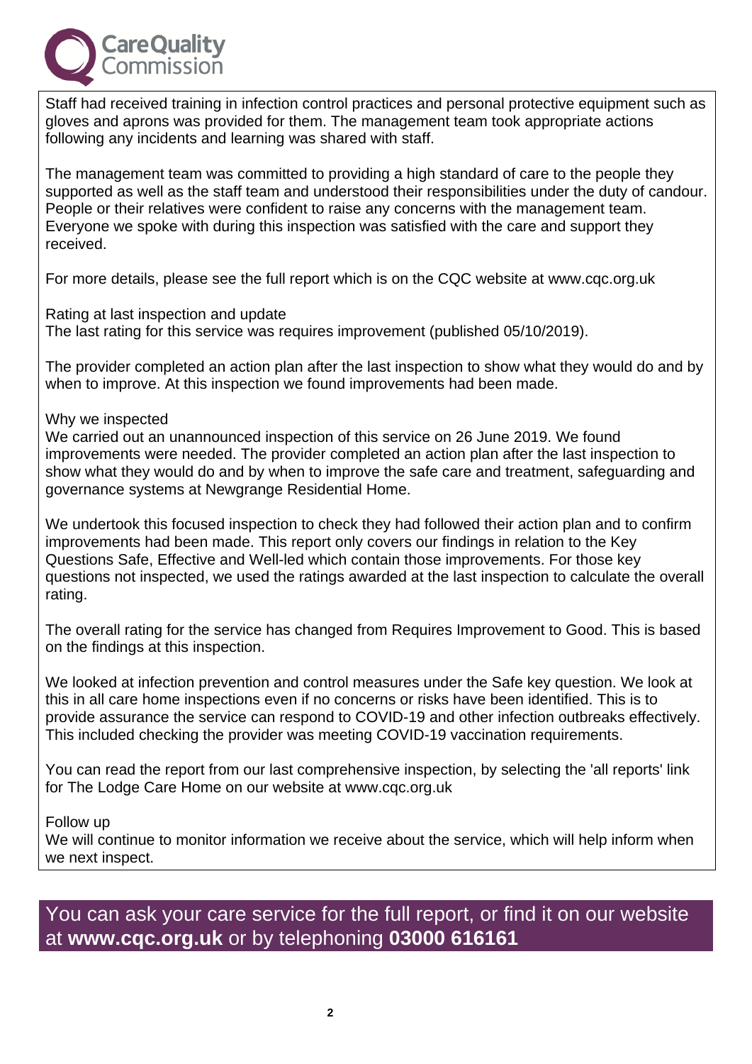Staff had received training in infection control practices and personal protective equipment such as gloves and aprons was provided for them. The management team took appropriate actions following any incidents and learning was shared with staff.

The management team was committed to providing a high standard of care to the people they supported as well as the staff team and understood their responsibilities under the duty of candour. People or their relatives were confident to raise any concerns with the management team. Everyone we spoke with during this inspection was satisfied with the care and support they received.

For more details, please see the full report which is on the CQC website at www.cqc.org.uk

Rating at last inspection and update
The last rating for this service was requires improvement (published 05/10/2019).

The provider completed an action plan after the last inspection to show what they would do and by when to improve. At this inspection we found improvements had been made.

Why we inspected
We carried out an unannounced inspection of this service on 26 June 2019. We found improvements were needed. The provider completed an action plan after the last inspection to show what they would do and by when to improve the safe care and treatment, safeguarding and governance systems at Newgrange Residential Home.

We undertook this focused inspection to check they had followed their action plan and to confirm improvements had been made. This report only covers our findings in relation to the Key Questions Safe, Effective and Well-led which contain those improvements. For those key questions not inspected, we used the ratings awarded at the last inspection to calculate the overall rating.

The overall rating for the service has changed from Requires Improvement to Good. This is based on the findings at this inspection.

We looked at infection prevention and control measures under the Safe key question. We look at this in all care home inspections even if no concerns or risks have been identified. This is to provide assurance the service can respond to COVID-19 and other infection outbreaks effectively. This included checking the provider was meeting COVID-19 vaccination requirements.

You can read the report from our last comprehensive inspection, by selecting the 'all reports' link for The Lodge Care Home on our website at www.cqc.org.uk

Follow up
We will continue to monitor information we receive about the service, which will help inform when we next inspect.

## You can ask your care service for the full report, or find it on our website at **www.cqc.org.uk** or by telephoning **03000 616161**